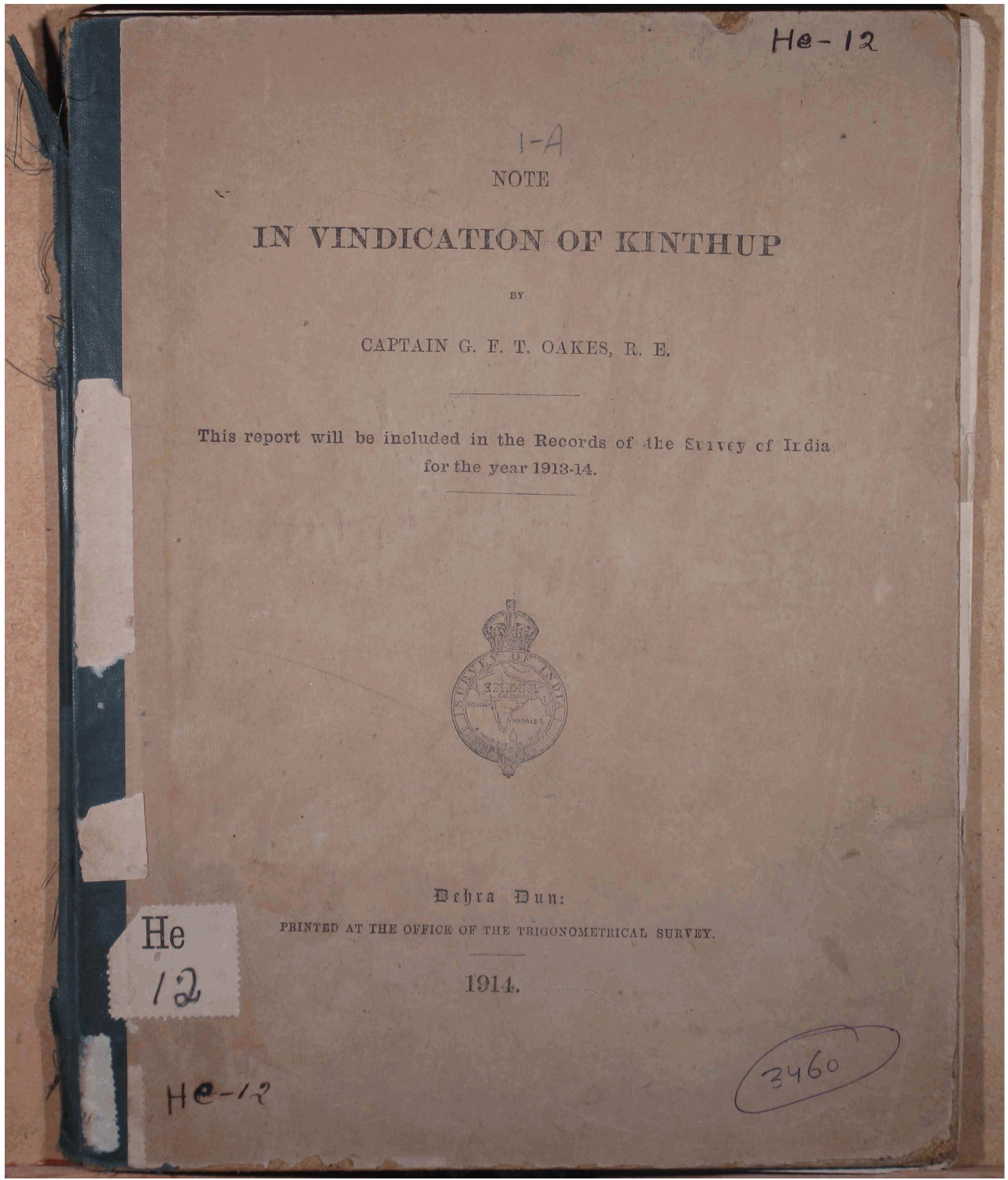NOTE

# IN VINDICATION OF KINTHUP

BY

CAPTAIN G. F. T. OAKES, R. E.

---

This report will be included in the Records of the Survey of India for the year 1913-14.

---

Dehra Dun:

PRINTED AT THE OFFICE OF THE TRIGONOMETRICAL SURVEY.

1914.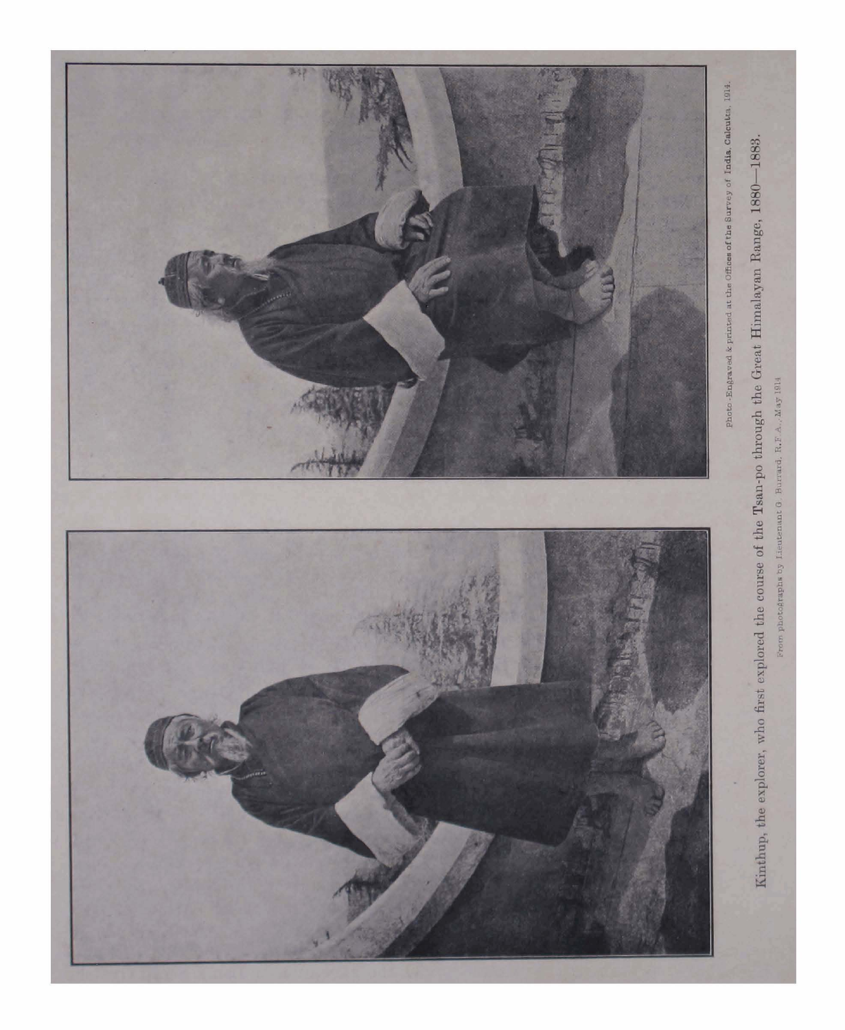Photo.-Engraved & printed at the Offices of the Survey of India, Calcutta, 1914.

Kinthup, the explorer, who first explored the course of the Tsan-po through the Great Himalayan Range, 1880—1883.

From photographs by Lieutenant G. Burrard, R.F.A., May 1914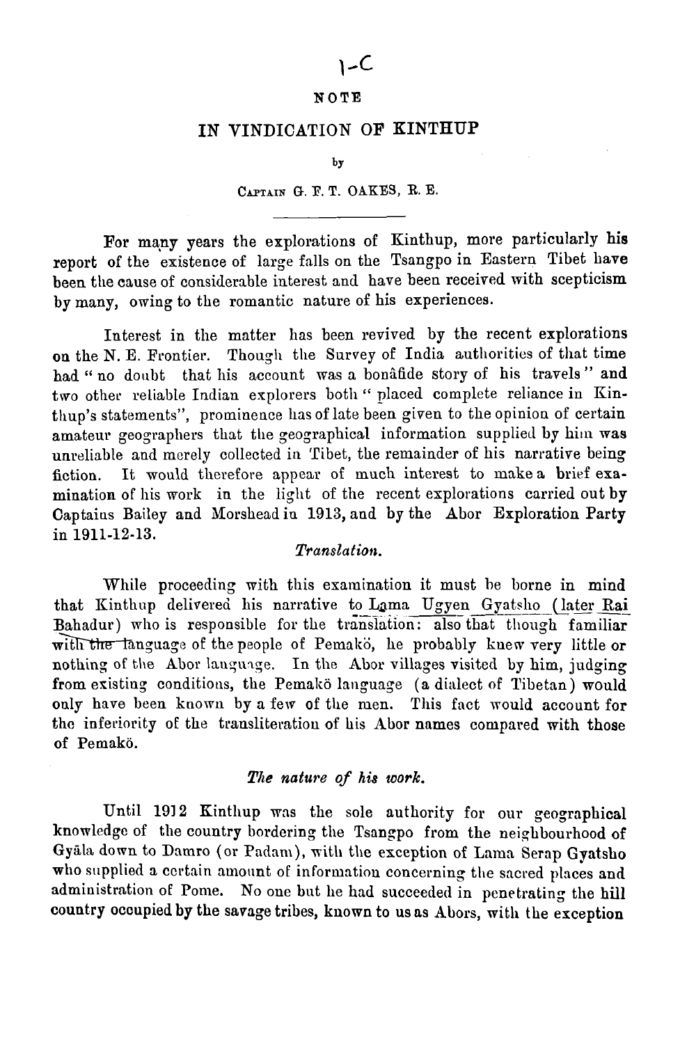1-C

# NOTE

## IN VINDICATION OF KINTHUP

by

CAPTAIN G. F. T. OAKES, R. E.

---

For many years the explorations of Kinthup, more particularly his report of the existence of large falls on the Tsangpo in Eastern Tibet have been the cause of considerable interest and have been received with scepticism by many, owing to the romantic nature of his experiences.

Interest in the matter has been revived by the recent explorations on the N. E. Frontier. Though the Survey of India authorities of that time had "no doubt that his account was a bonâfide story of his travels" and two other reliable Indian explorers both "placed complete reliance in Kinthup's statements", prominence has of late been given to the opinion of certain amateur geographers that the geographical information supplied by him was unreliable and merely collected in Tibet, the remainder of his narrative being fiction. It would therefore appear of much interest to make a brief examination of his work in the light of the recent explorations carried out by Captains Bailey and Morshead in 1913, and by the Abor Exploration Party in 1911-12-13.

### *Translation.*

While proceeding with this examination it must be borne in mind that Kinthup delivered his narrative to Lama Ugyen Gyatsho (later Rai Bahadur) who is responsible for the translation: also that though familiar with the language of the people of Pemakö, he probably knew very little or nothing of the Abor language. In the Abor villages visited by him, judging from existing conditions, the Pemakö language (a dialect of Tibetan) would only have been known by a few of the men. This fact would account for the inferiority of the transliteration of his Abor names compared with those of Pemakö.

### *The nature of his work.*

Until 1912 Kinthup was the sole authority for our geographical knowledge of the country bordering the Tsangpo from the neighbourhood of Gyāla down to Damro (or Padam), with the exception of Lama Serap Gyatsho who supplied a certain amount of information concerning the sacred places and administration of Pome. No one but he had succeeded in penetrating the hill country occupied by the savage tribes, known to us as Abors, with the exception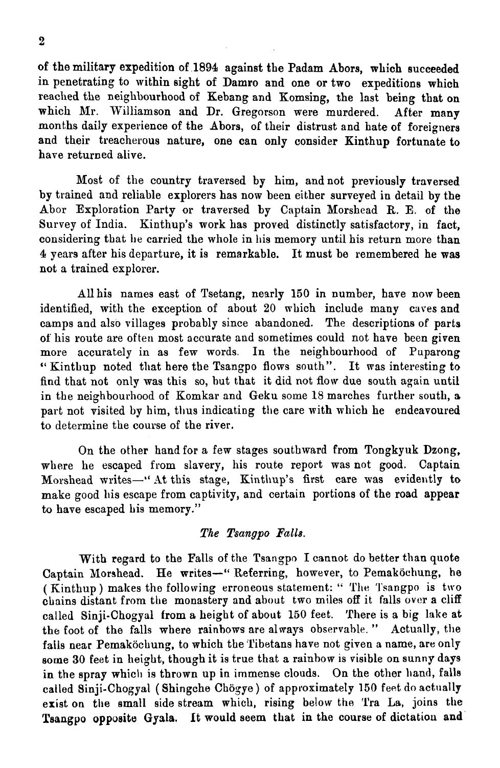of the military expedition of 1894 against the Padam Abors, which succeeded in penetrating to within sight of Damro and one or two expeditions which reached the neighbourhood of Kebang and Komsing, the last being that on which Mr. Williamson and Dr. Gregorson were murdered. After many months daily experience of the Abors, of their distrust and hate of foreigners and their treacherous nature, one can only consider Kinthup fortunate to have returned alive.

Most of the country traversed by him, and not previously traversed by trained and reliable explorers has now been either surveyed in detail by the Abor Exploration Party or traversed by Captain Morshead R. E. of the Survey of India. Kinthup's work has proved distinctly satisfactory, in fact, considering that he carried the whole in his memory until his return more than 4 years after his departure, it is remarkable. It must be remembered he was not a trained explorer.

All his names east of Tsetang, nearly 150 in number, have now been identified, with the exception of about 20 which include many caves and camps and also villages probably since abandoned. The descriptions of parts of his route are often most accurate and sometimes could not have been given more accurately in as few words. In the neighbourhood of Puparong "Kinthup noted that here the Tsangpo flows south". It was interesting to find that not only was this so, but that it did not flow due south again until in the neighbourhood of Komkar and Geku some 18 marches further south, a part not visited by him, thus indicating the care with which he endeavoured to determine the course of the river.

On the other hand for a few stages southward from Tongkyuk Dzong, where he escaped from slavery, his route report was not good. Captain Morshead writes—" At this stage, Kinthup's first care was evidently to make good his escape from captivity, and certain portions of the road appear to have escaped his memory."

### *The Tsangpo Falls.*

With regard to the Falls of the Tsangpo I cannot do better than quote Captain Morshead. He writes—" Referring, however, to Pemaköchung, he (Kinthup) makes the following erroneous statement: " The Tsangpo is two chains distant from the monastery and about two miles off it falls over a cliff called Sinji-Chogyal from a height of about 150 feet. There is a big lake at the foot of the falls where rainbows are always observable. " Actually, the falls near Pemaköchung, to which the Tibetans have not given a name, are only some 30 feet in height, though it is true that a rainbow is visible on sunny days in the spray which is thrown up in immense clouds. On the other hand, falls called Sinji-Chogyal (Shingche Chögye) of approximately 150 feet do actually exist on the small side stream which, rising below the Tra La, joins the Tsangpo opposite Gyala. It would seem that in the course of dictation and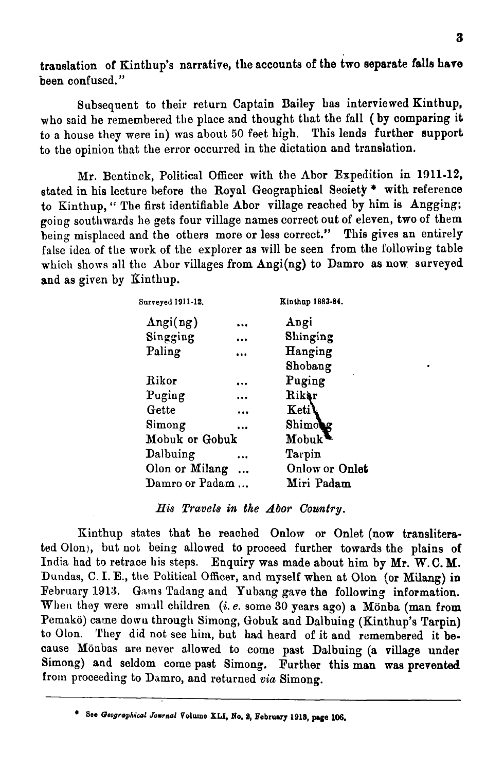translation of Kinthup's narrative, the accounts of the two separate falls have been confused."

Subsequent to their return Captain Bailey has interviewed Kinthup, who said he remembered the place and thought that the fall (by comparing it to a house they were in) was about 50 feet high. This lends further support to the opinion that the error occurred in the dictation and translation.

Mr. Bentinck, Political Officer with the Abor Expedition in 1911-12, stated in his lecture before the Royal Geographical Seciety * with reference to Kinthup, "The first identifiable Abor village reached by him is Angging; going southwards he gets four village names correct out of eleven, two of them being misplaced and the others more or less correct." This gives an entirely false idea of the work of the explorer as will be seen from the following table which shows all the Abor villages from Angi(ng) to Damro as now surveyed and as given by Kinthup.

| Surveyed 1911-12. | | Kinthup 1883-84. |
|---|---|---|
| Angi(ng) | ... | Angi |
| Singging | ... | Shinging |
| Paling | ... | Hanging |
| | | Shobang |
| Rikor | ... | Puging |
| Puging | ... | Rikor |
| Gette | ... | Keti |
| Simong | ... | Shimong |
| Mobuk or Gobuk | | Mobuk |
| Dalbuing | ... | Tarpin |
| Olon or Milang | ... | Onlow or Onlet |
| Damro or Padam | ... | Miri Padam |

*His Travels in the Abor Country.*

Kinthup states that he reached Onlow or Onlet (now transliterated Olon), but not being allowed to proceed further towards the plains of India had to retrace his steps. Enquiry was made about him by Mr. W. C. M. Dundas, C. I. E., the Political Officer, and myself when at Olon (or Milang) in February 1913. Gams Tadang and Yubang gave the following information. When they were small children (*i. e.* some 30 years ago) a Mönba (man from Pemakö) came down through Simong, Gobuk and Dalbuing (Kinthup's Tarpin) to Olon. They did not see him, but had heard of it and remembered it because Mönbas are never allowed to come past Dalbuing (a village under Simong) and seldom come past Simong. Further this man was prevented from proceeding to Damro, and returned *via* Simong.

---

\* See *Geographical Journal* Volume XLI, No. 2, February 1913, page 106.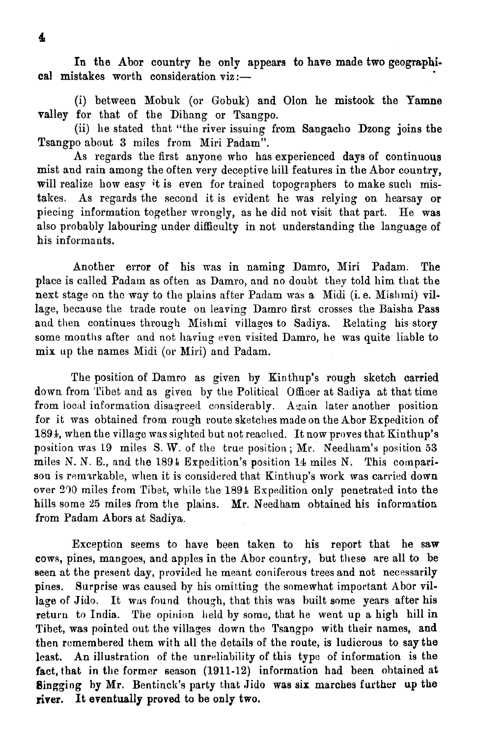In the Abor country he only appears to have made two geographical mistakes worth consideration viz:—

(i) between Mobuk (or Gobuk) and Olon he mistook the Yamne valley for that of the Dihang or Tsangpo.

(ii) he stated that "the river issuing from Sangacho Dzong joins the Tsangpo about 3 miles from Miri Padam".

As regards the first anyone who has experienced days of continuous mist and rain among the often very deceptive hill features in the Abor country, will realize how easy it is even for trained topographers to make such mistakes. As regards the second it is evident he was relying on hearsay or piecing information together wrongly, as he did not visit that part. He was also probably labouring under difficulty in not understanding the language of his informants.

Another error of his was in naming Damro, Miri Padam. The place is called Padam as often as Damro, and no doubt they told him that the next stage on the way to the plains after Padam was a Midi (i. e. Mishmi) village, because the trade route on leaving Damro first crosses the Baisha Pass and then continues through Mishmi villages to Sadiya. Relating his story some months after and not having even visited Damro, he was quite liable to mix up the names Midi (or Miri) and Padam.

The position of Damro as given by Kinthup's rough sketch carried down from Tibet and as given by the Political Officer at Sadiya at that time from local information disagreed considerably. Again later another position for it was obtained from rough route sketches made on the Abor Expedition of 1894, when the village was sighted but not reached. It now proves that Kinthup's position was 19 miles S. W. of the true position; Mr. Needham's position 53 miles N. N. E., and the 1894 Expedition's position 14 miles N. This comparison is remarkable, when it is considered that Kinthup's work was carried down over 200 miles from Tibet, while the 1894 Expedition only penetrated into the hills some 25 miles from the plains. Mr. Needham obtained his information from Padam Abors at Sadiya.

Exception seems to have been taken to his report that he saw cows, pines, mangoes, and apples in the Abor country, but these are all to be seen at the present day, provided he meant coniferous trees and not necessarily pines. Surprise was caused by his omitting the somewhat important Abor village of Jido. It was found though, that this was built some years after his return to India. The opinion held by some, that he went up a high hill in Tibet, was pointed out the villages down the Tsangpo with their names, and then remembered them with all the details of the route, is ludicrous to say the least. An illustration of the unreliability of this type of information is the fact, that in the former season (1911-12) information had been obtained at Singging by Mr. Bentinck's party that Jido was six marches further up the river. It eventually proved to be only two.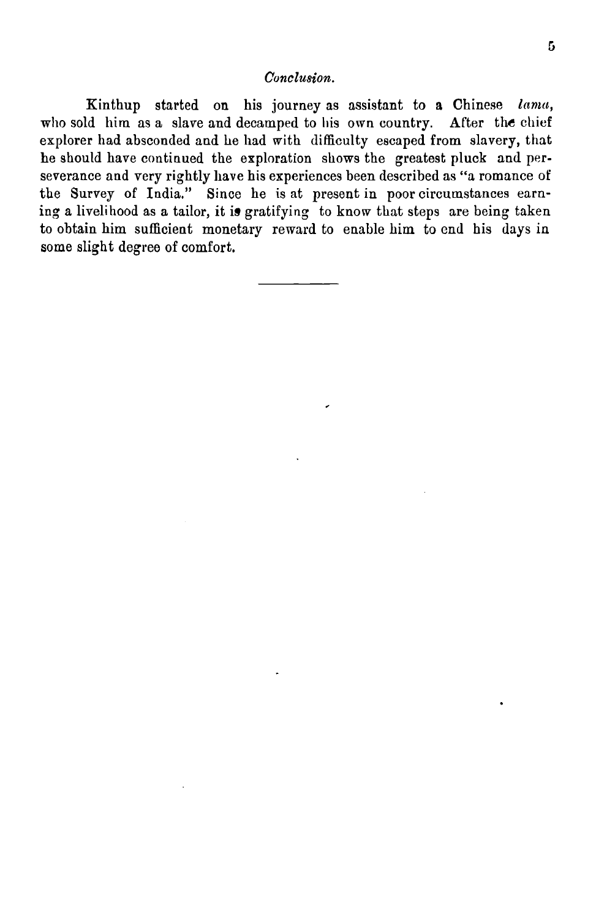*Conclusion.*

Kinthup started on his journey as assistant to a Chinese *lama*, who sold him as a slave and decamped to his own country. After the chief explorer had absconded and he had with difficulty escaped from slavery, that he should have continued the exploration shows the greatest pluck and perseverance and very rightly have his experiences been described as "a romance of the Survey of India." Since he is at present in poor circumstances earning a livelihood as a tailor, it is gratifying to know that steps are being taken to obtain him sufficient monetary reward to enable him to end his days in some slight degree of comfort.